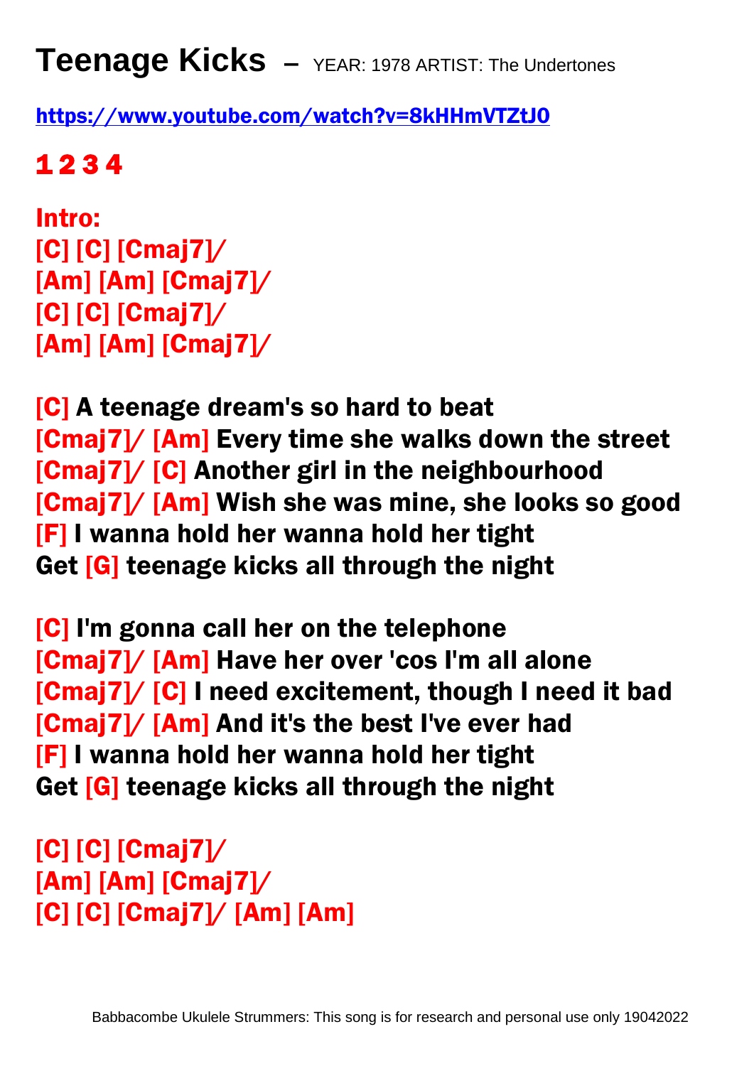# Teenage Kicks – YEAR: 1978 ARTIST: The Undertones

https://www.youtube.com/watch?v=8kHHmVTZtJ0

**1 2 3 4**

**Intro:**
[C] [C] [Cmaj7]/
[Am] [Am] [Cmaj7]/
[C] [C] [Cmaj7]/
[Am] [Am] [Cmaj7]/

[C] A teenage dream's so hard to beat
[Cmaj7]/ [Am] Every time she walks down the street
[Cmaj7]/ [C] Another girl in the neighbourhood
[Cmaj7]/ [Am] Wish she was mine, she looks so good
[F] I wanna hold her wanna hold her tight
Get [G] teenage kicks all through the night

[C] I'm gonna call her on the telephone
[Cmaj7]/ [Am] Have her over 'cos I'm all alone
[Cmaj7]/ [C] I need excitement, though I need it bad
[Cmaj7]/ [Am] And it's the best I've ever had
[F] I wanna hold her wanna hold her tight
Get [G] teenage kicks all through the night

[C] [C] [Cmaj7]/
[Am] [Am] [Cmaj7]/
[C] [C] [Cmaj7]/ [Am] [Am]

Babbacombe Ukulele Strummers: This song is for research and personal use only 19042022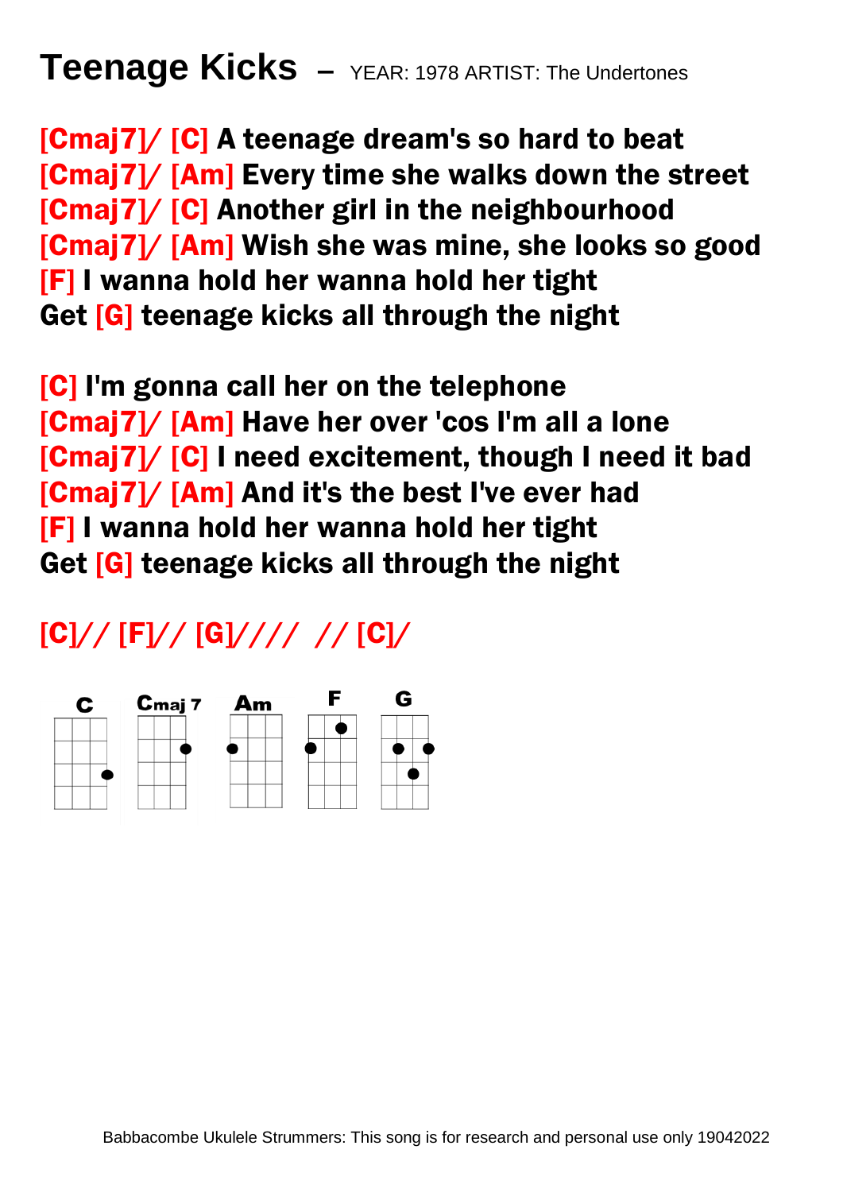# Teenage Kicks – YEAR: 1978 ARTIST: The Undertones

**[Cmaj7]/ [C] A teenage dream's so hard to beat**
**[Cmaj7]/ [Am] Every time she walks down the street**
**[Cmaj7]/ [C] Another girl in the neighbourhood**
**[Cmaj7]/ [Am] Wish she was mine, she looks so good**
**[F] I wanna hold her wanna hold her tight**
**Get [G] teenage kicks all through the night**

**[C] I'm gonna call her on the telephone**
**[Cmaj7]/ [Am] Have her over 'cos I'm all a lone**
**[Cmaj7]/ [C] I need excitement, though I need it bad**
**[Cmaj7]/ [Am] And it's the best I've ever had**
**[F] I wanna hold her wanna hold her tight**
**Get [G] teenage kicks all through the night**

**[C]// [F]// [G]//// // [C]/**

C Cmaj 7 Am F G

Babbacombe Ukulele Strummers: This song is for research and personal use only 19042022